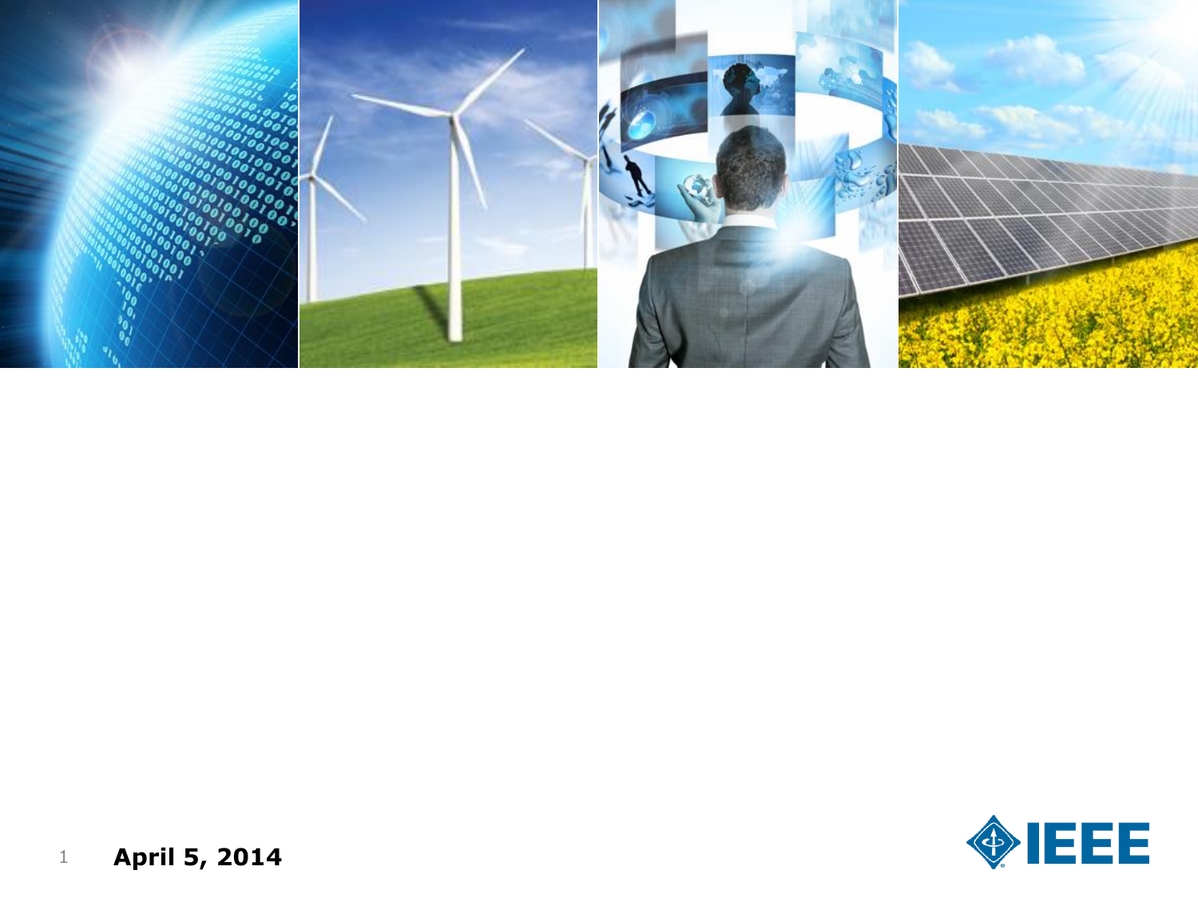April 5, 2014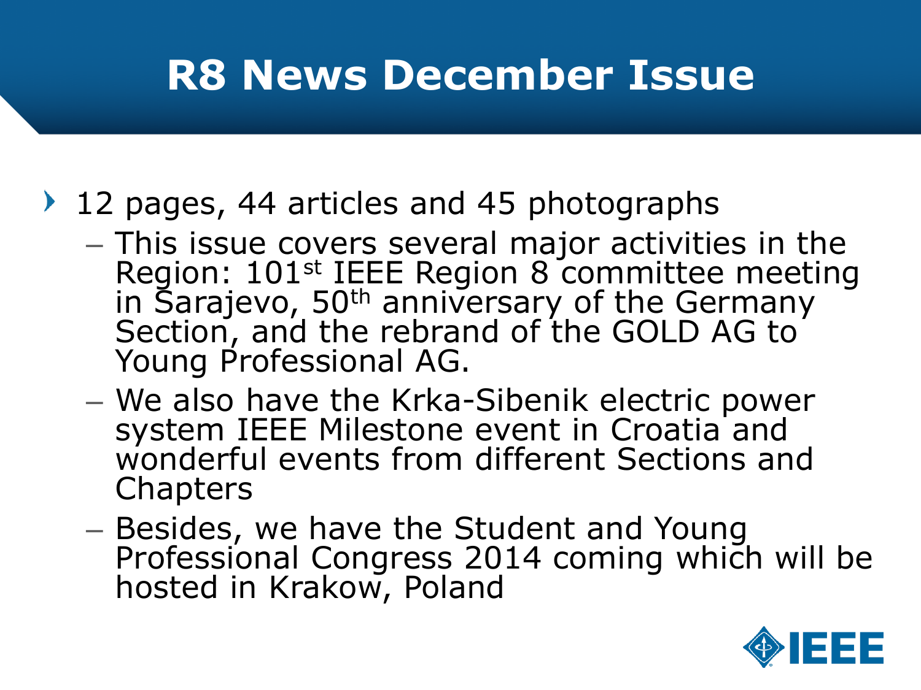# R8 News December Issue

- 12 pages, 44 articles and 45 photographs
  - This issue covers several major activities in the Region: 101st IEEE Region 8 committee meeting in Sarajevo, 50th anniversary of the Germany Section, and the rebrand of the GOLD AG to Young Professional AG.
  - We also have the Krka-Sibenik electric power system IEEE Milestone event in Croatia and wonderful events from different Sections and Chapters
  - Besides, we have the Student and Young Professional Congress 2014 coming which will be hosted in Krakow, Poland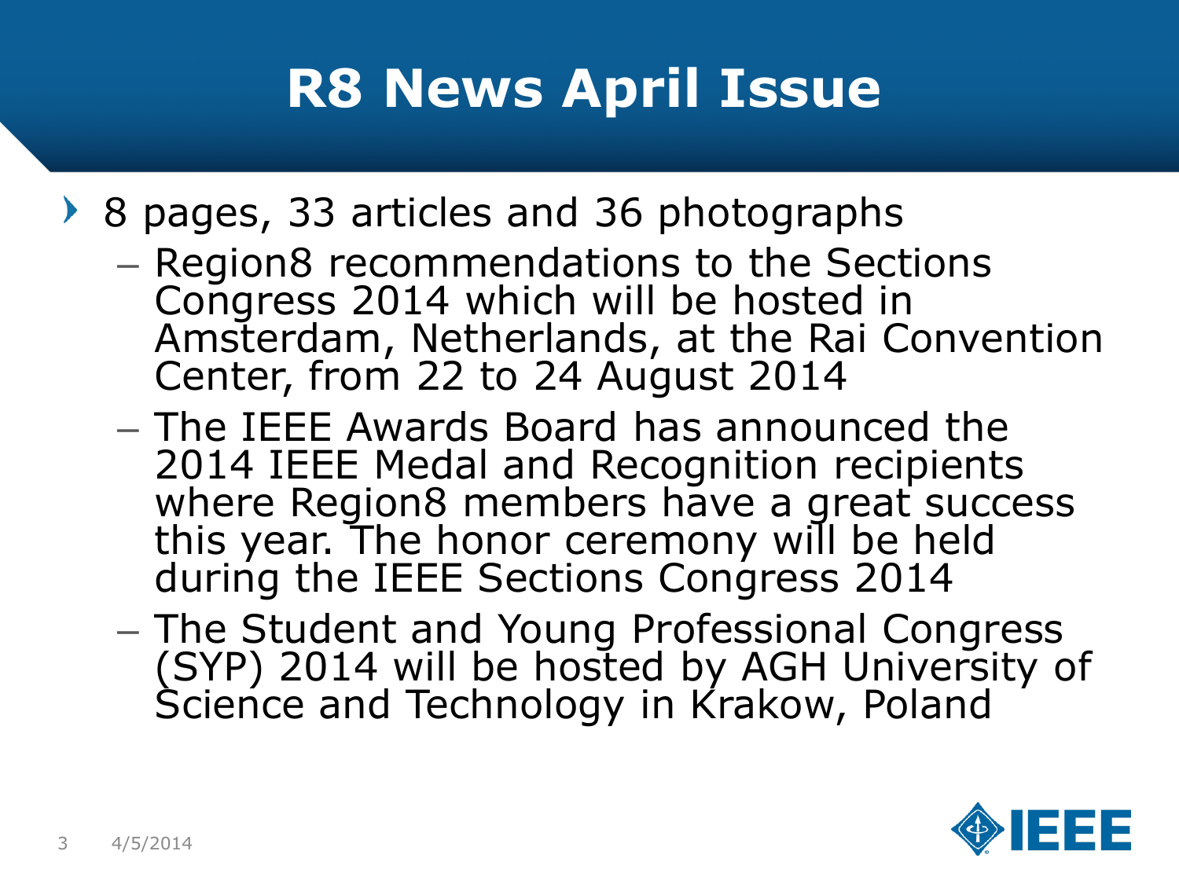# R8 News April Issue

- 8 pages, 33 articles and 36 photographs
  - Region8 recommendations to the Sections Congress 2014 which will be hosted in Amsterdam, Netherlands, at the Rai Convention Center, from 22 to 24 August 2014
  - The IEEE Awards Board has announced the 2014 IEEE Medal and Recognition recipients where Region8 members have a great success this year. The honor ceremony will be held during the IEEE Sections Congress 2014
  - The Student and Young Professional Congress (SYP) 2014 will be hosted by AGH University of Science and Technology in Krakow, Poland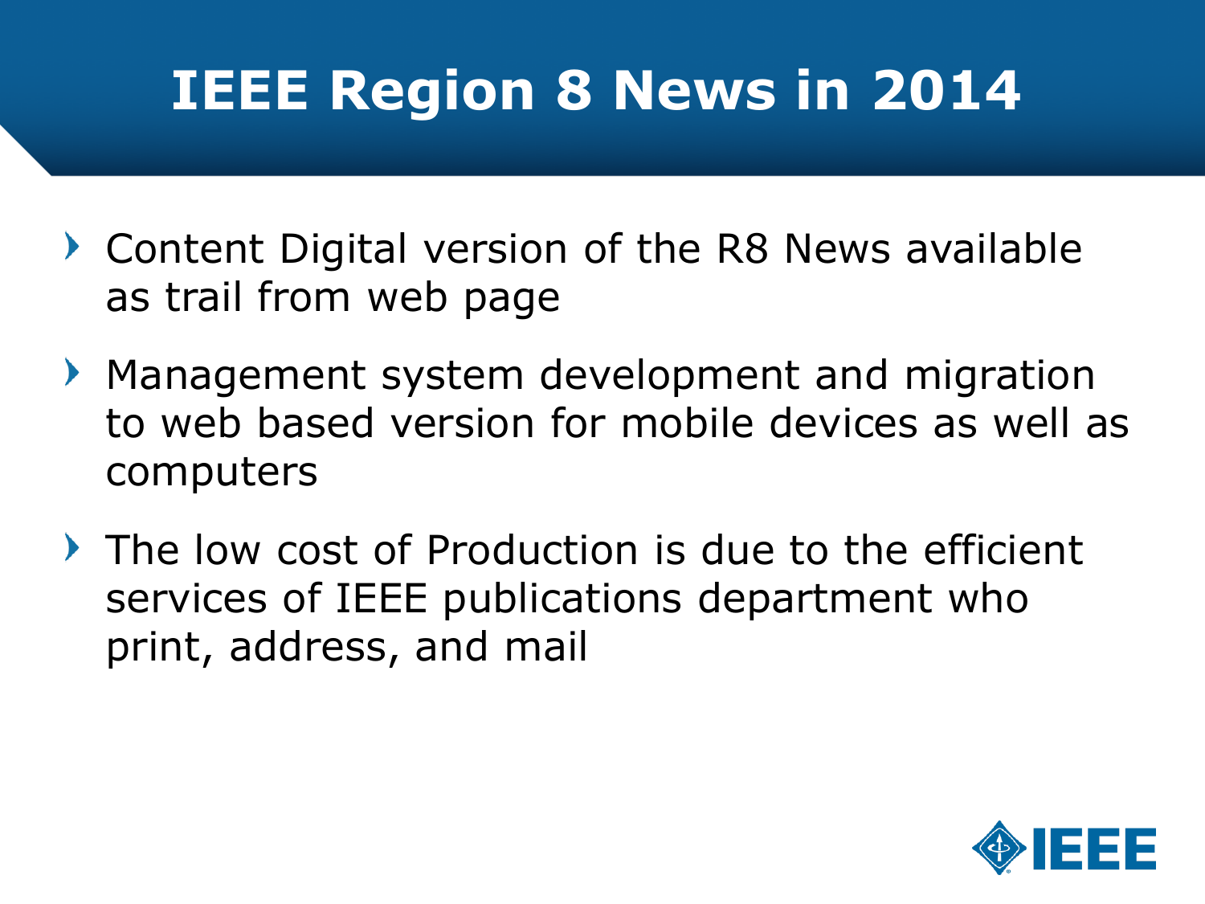# IEEE Region 8 News in 2014

- Content Digital version of the R8 News available as trail from web page
- Management system development and migration to web based version for mobile devices as well as computers
- The low cost of Production is due to the efficient services of IEEE publications department who print, address, and mail